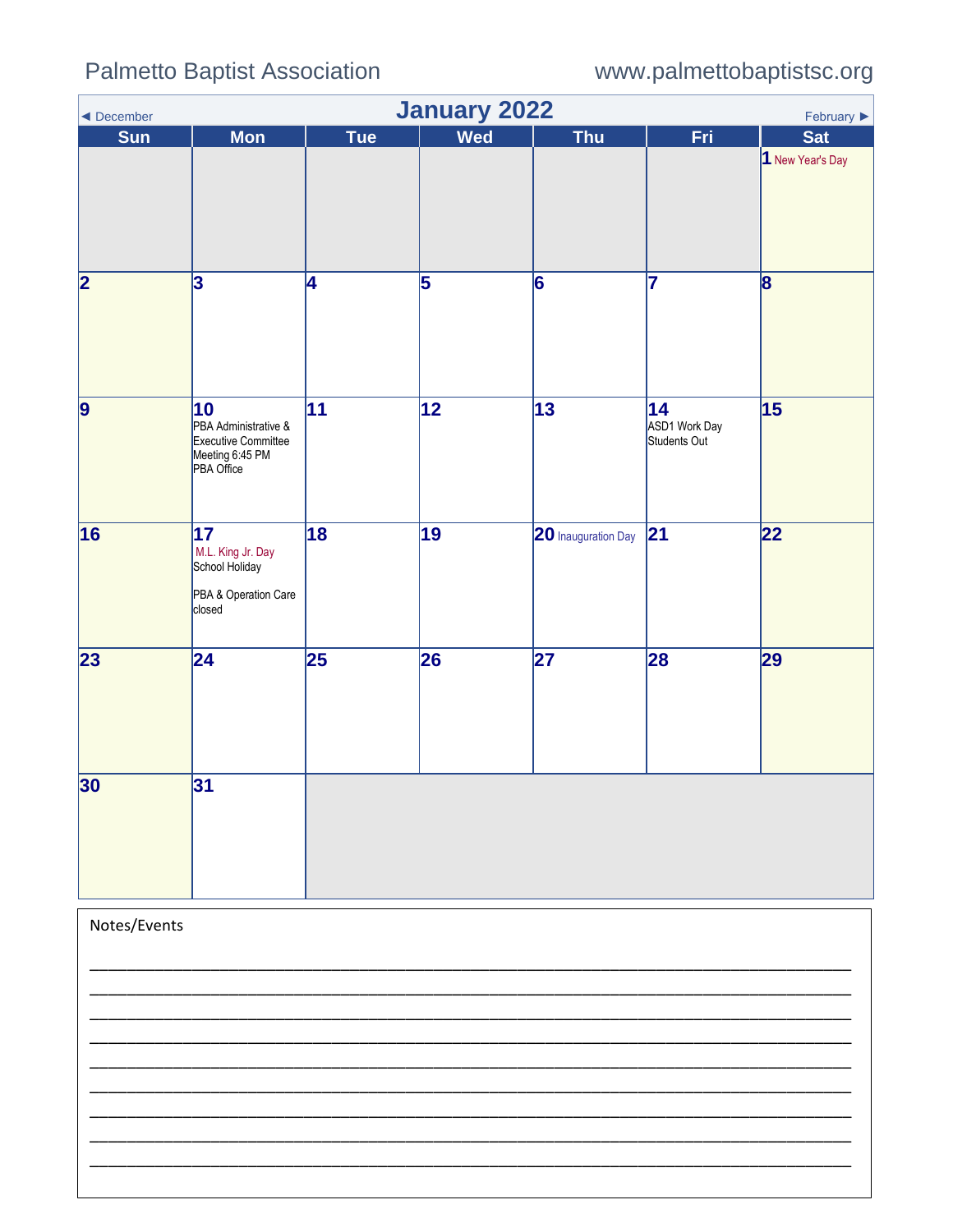Palmetto Baptist Association

www.palmettobaptistsc.org

# January 2022

◄ December | February ►

| Sun | Mon | Tue | Wed | Thu | Fri | Sat |
|---|---|---|---|---|---|---|
| | | | | | | 1 New Year's Day |
| 2 | 3 | 4 | 5 | 6 | 7 | 8 |
| 9 | 10 PBA Administrative & Executive Committee Meeting 6:45 PM PBA Office | 11 | 12 | 13 | 14 ASD1 Work Day Students Out | 15 |
| 16 | 17 M.L. King Jr. Day School Holiday PBA & Operation Care closed | 18 | 19 | 20 Inauguration Day | 21 | 22 |
| 23 | 24 | 25 | 26 | 27 | 28 | 29 |
| 30 | 31 | | | | | |

Notes/Events

______________________________________________________________________________

______________________________________________________________________________

______________________________________________________________________________

______________________________________________________________________________

______________________________________________________________________________

______________________________________________________________________________

______________________________________________________________________________

______________________________________________________________________________

______________________________________________________________________________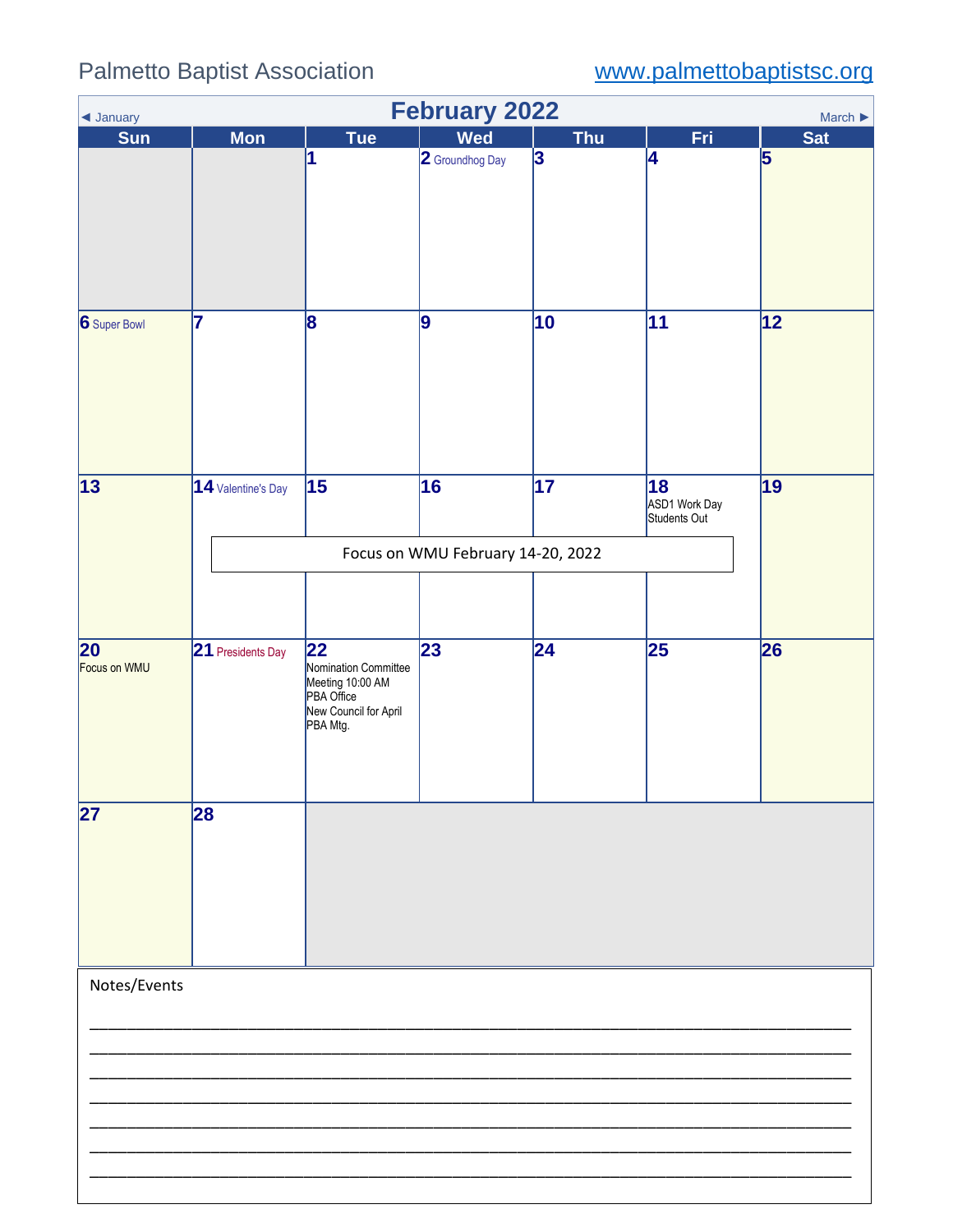Palmetto Baptist Association www.palmettobaptistsc.org

# February 2022

◄ January | March ►

| Sun | Mon | Tue | Wed | Thu | Fri | Sat |
|---|---|---|---|---|---|---|
| | | 1 | 2 Groundhog Day | 3 | 4 | 5 |
| 6 Super Bowl | 7 | 8 | 9 | 10 | 11 | 12 |
| 13 | 14 Valentine's Day | 15 | 16 | 17 | 18 ASD1 Work Day Students Out | 19 |
| 20 Focus on WMU | 21 Presidents Day | 22 Nomination Committee Meeting 10:00 AM PBA Office New Council for April PBA Mtg. | 23 | 24 | 25 | 26 |
| 27 | 28 | | | | | |

Focus on WMU February 14-20, 2022

Notes/Events

___________________________________________________________________________

___________________________________________________________________________

___________________________________________________________________________

___________________________________________________________________________

___________________________________________________________________________

___________________________________________________________________________

___________________________________________________________________________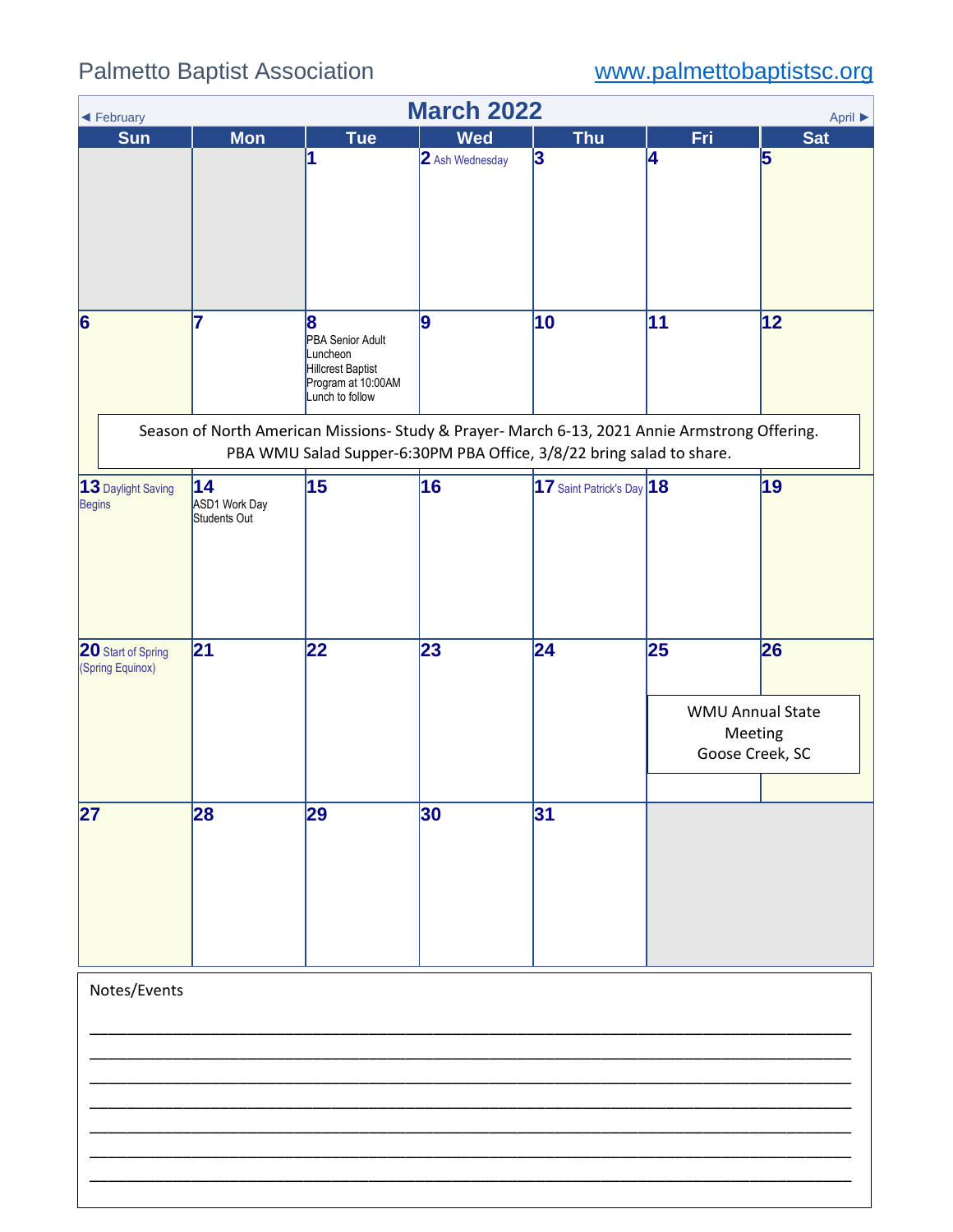Palmetto Baptist Association www.palmettobaptistsc.org

# March 2022

◄ February | April ►

| Sun | Mon | Tue | Wed | Thu | Fri | Sat |
|---|---|---|---|---|---|---|
| | | 1 | 2 Ash Wednesday | 3 | 4 | 5 |
| 6 | 7 | 8 PBA Senior Adult Luncheon Hillcrest Baptist Program at 10:00AM Lunch to follow | 9 | 10 | 11 | 12 |
| 13 Daylight Saving Begins | 14 ASD1 Work Day Students Out | 15 | 16 | 17 Saint Patrick's Day | 18 | 19 |
| 20 Start of Spring (Spring Equinox) | 21 | 22 | 23 | 24 | 25 WMU Annual State Meeting Goose Creek, SC | 26 |
| 27 | 28 | 29 | 30 | 31 | | |

Season of North American Missions- Study & Prayer- March 6-13, 2021 Annie Armstrong Offering.
PBA WMU Salad Supper-6:30PM PBA Office, 3/8/22 bring salad to share.

Notes/Events

___

___

___

___

___

___

___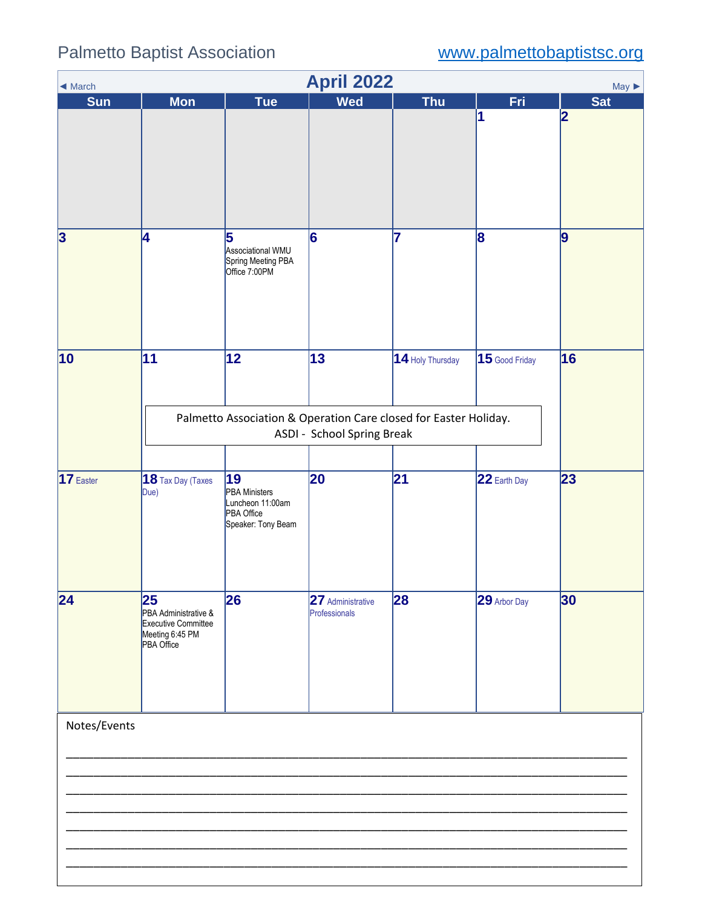Palmetto Baptist Association www.palmettobaptistsc.org

# April 2022

◄ March May ►

| Sun | Mon | Tue | Wed | Thu | Fri | Sat |
|---|---|---|---|---|---|---|
| | | | | | 1 | 2 |
| 3 | 4 | 5 Associational WMU Spring Meeting PBA Office 7:00PM | 6 | 7 | 8 | 9 |
| 10 | 11 | 12 | 13 | 14 Holy Thursday | 15 Good Friday | 16 |
| 17 Easter | 18 Tax Day (Taxes Due) | 19 PBA Ministers Luncheon 11:00am PBA Office Speaker: Tony Beam | 20 | 21 | 22 Earth Day | 23 |
| 24 | 25 PBA Administrative & Executive Committee Meeting 6:45 PM PBA Office | 26 | 27 Administrative Professionals | 28 | 29 Arbor Day | 30 |

Palmetto Association & Operation Care closed for Easter Holiday.
ASDI - School Spring Break

Notes/Events

______________________________________________________________________________

______________________________________________________________________________

______________________________________________________________________________

______________________________________________________________________________

______________________________________________________________________________

______________________________________________________________________________

______________________________________________________________________________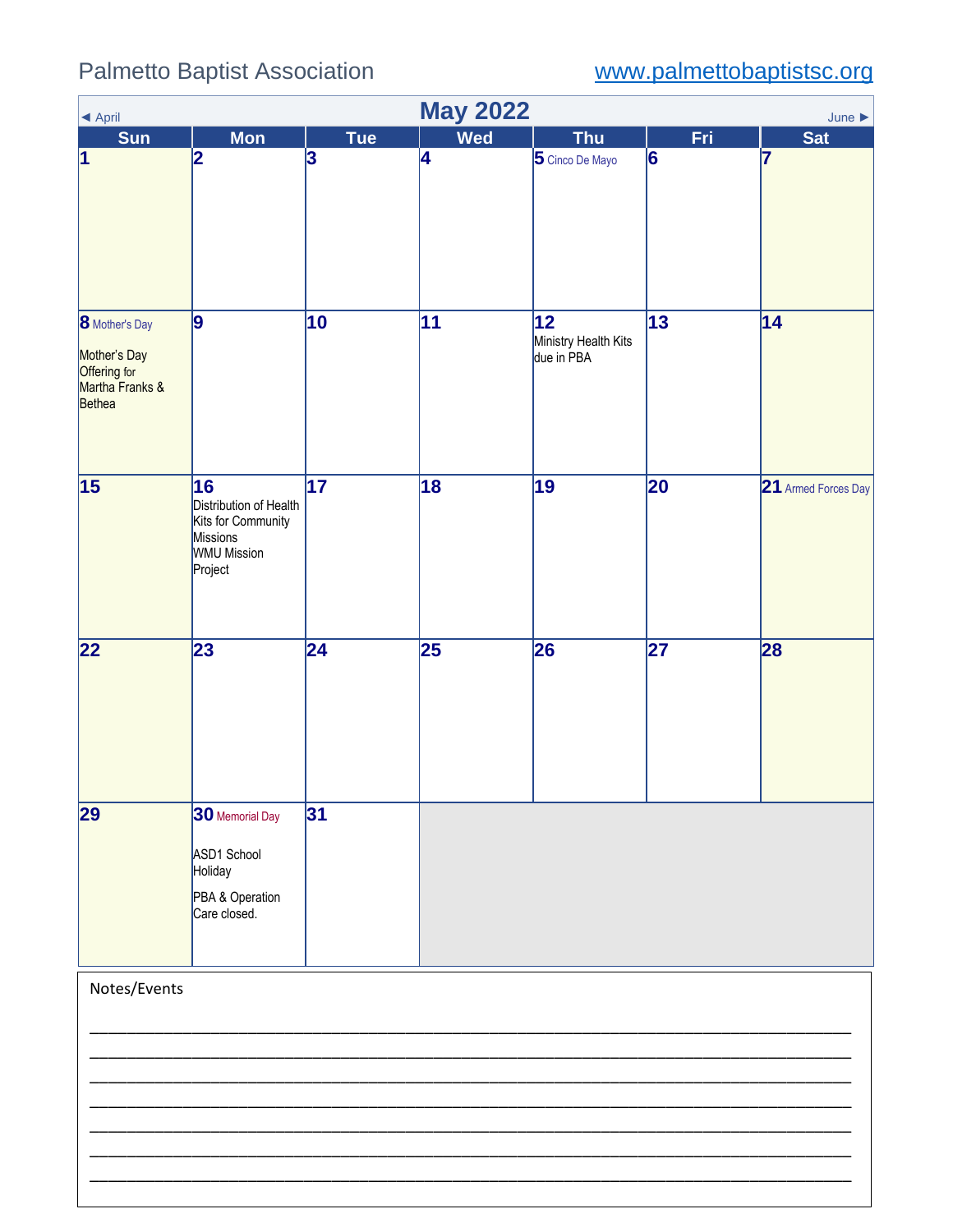Palmetto Baptist Association

www.palmettobaptistsc.org

## May 2022

◄ April | June ►

| Sun | Mon | Tue | Wed | Thu | Fri | Sat |
|---|---|---|---|---|---|---|
| 1 | 2 | 3 | 4 | 5 Cinco De Mayo | 6 | 7 |
| 8 Mother's Day<br><br>Mother's Day Offering for Martha Franks & Bethea | 9 | 10 | 11 | 12<br>Ministry Health Kits due in PBA | 13 | 14 |
| 15 | 16<br>Distribution of Health Kits for Community Missions<br>WMU Mission Project | 17 | 18 | 19 | 20 | 21 Armed Forces Day |
| 22 | 23 | 24 | 25 | 26 | 27 | 28 |
| 29 | 30 Memorial Day<br><br>ASD1 School Holiday<br><br>PBA & Operation Care closed. | 31 | | | | |

Notes/Events

\_\_\_\_\_\_\_\_\_\_\_\_\_\_\_\_\_\_\_\_\_\_\_\_\_\_\_\_\_\_\_\_\_\_\_\_\_\_\_\_\_\_\_\_\_\_\_\_\_\_\_\_\_\_\_\_\_\_\_\_\_\_\_\_\_\_\_\_\_\_\_\_\_\_\_\_

\_\_\_\_\_\_\_\_\_\_\_\_\_\_\_\_\_\_\_\_\_\_\_\_\_\_\_\_\_\_\_\_\_\_\_\_\_\_\_\_\_\_\_\_\_\_\_\_\_\_\_\_\_\_\_\_\_\_\_\_\_\_\_\_\_\_\_\_\_\_\_\_\_\_\_\_

\_\_\_\_\_\_\_\_\_\_\_\_\_\_\_\_\_\_\_\_\_\_\_\_\_\_\_\_\_\_\_\_\_\_\_\_\_\_\_\_\_\_\_\_\_\_\_\_\_\_\_\_\_\_\_\_\_\_\_\_\_\_\_\_\_\_\_\_\_\_\_\_\_\_\_\_

\_\_\_\_\_\_\_\_\_\_\_\_\_\_\_\_\_\_\_\_\_\_\_\_\_\_\_\_\_\_\_\_\_\_\_\_\_\_\_\_\_\_\_\_\_\_\_\_\_\_\_\_\_\_\_\_\_\_\_\_\_\_\_\_\_\_\_\_\_\_\_\_\_\_\_\_

\_\_\_\_\_\_\_\_\_\_\_\_\_\_\_\_\_\_\_\_\_\_\_\_\_\_\_\_\_\_\_\_\_\_\_\_\_\_\_\_\_\_\_\_\_\_\_\_\_\_\_\_\_\_\_\_\_\_\_\_\_\_\_\_\_\_\_\_\_\_\_\_\_\_\_\_

\_\_\_\_\_\_\_\_\_\_\_\_\_\_\_\_\_\_\_\_\_\_\_\_\_\_\_\_\_\_\_\_\_\_\_\_\_\_\_\_\_\_\_\_\_\_\_\_\_\_\_\_\_\_\_\_\_\_\_\_\_\_\_\_\_\_\_\_\_\_\_\_\_\_\_\_

\_\_\_\_\_\_\_\_\_\_\_\_\_\_\_\_\_\_\_\_\_\_\_\_\_\_\_\_\_\_\_\_\_\_\_\_\_\_\_\_\_\_\_\_\_\_\_\_\_\_\_\_\_\_\_\_\_\_\_\_\_\_\_\_\_\_\_\_\_\_\_\_\_\_\_\_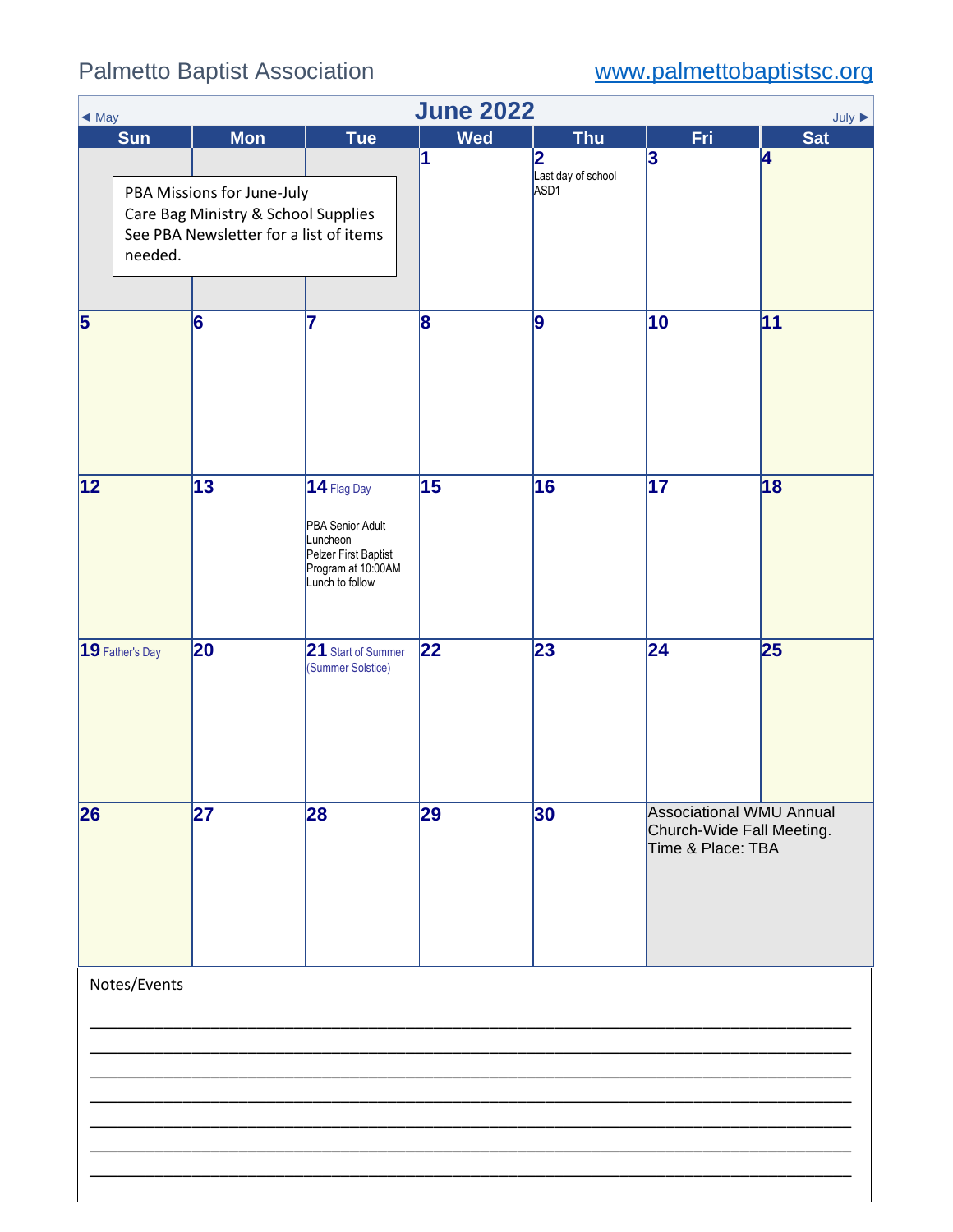Palmetto Baptist Association www.palmettobaptistsc.org

# June 2022

◄ May | July ►

| Sun | Mon | Tue | Wed | Thu | Fri | Sat |
|---|---|---|---|---|---|---|
| PBA Missions for June-July Care Bag Ministry & School Supplies See PBA Newsletter for a list of items needed. | | | 1 | 2 Last day of school ASD1 | 3 | 4 |
| 5 | 6 | 7 | 8 | 9 | 10 | 11 |
| 12 | 13 | 14 Flag Day PBA Senior Adult Luncheon Pelzer First Baptist Program at 10:00AM Lunch to follow | 15 | 16 | 17 | 18 |
| 19 Father's Day | 20 | 21 Start of Summer (Summer Solstice) | 22 | 23 | 24 | 25 |
| 26 | 27 | 28 | 29 | 30 | Associational WMU Annual Church-Wide Fall Meeting. Time & Place: TBA | |

Notes/Events

_______________________________________________________________________________

_______________________________________________________________________________

_______________________________________________________________________________

_______________________________________________________________________________

_______________________________________________________________________________

_______________________________________________________________________________

_______________________________________________________________________________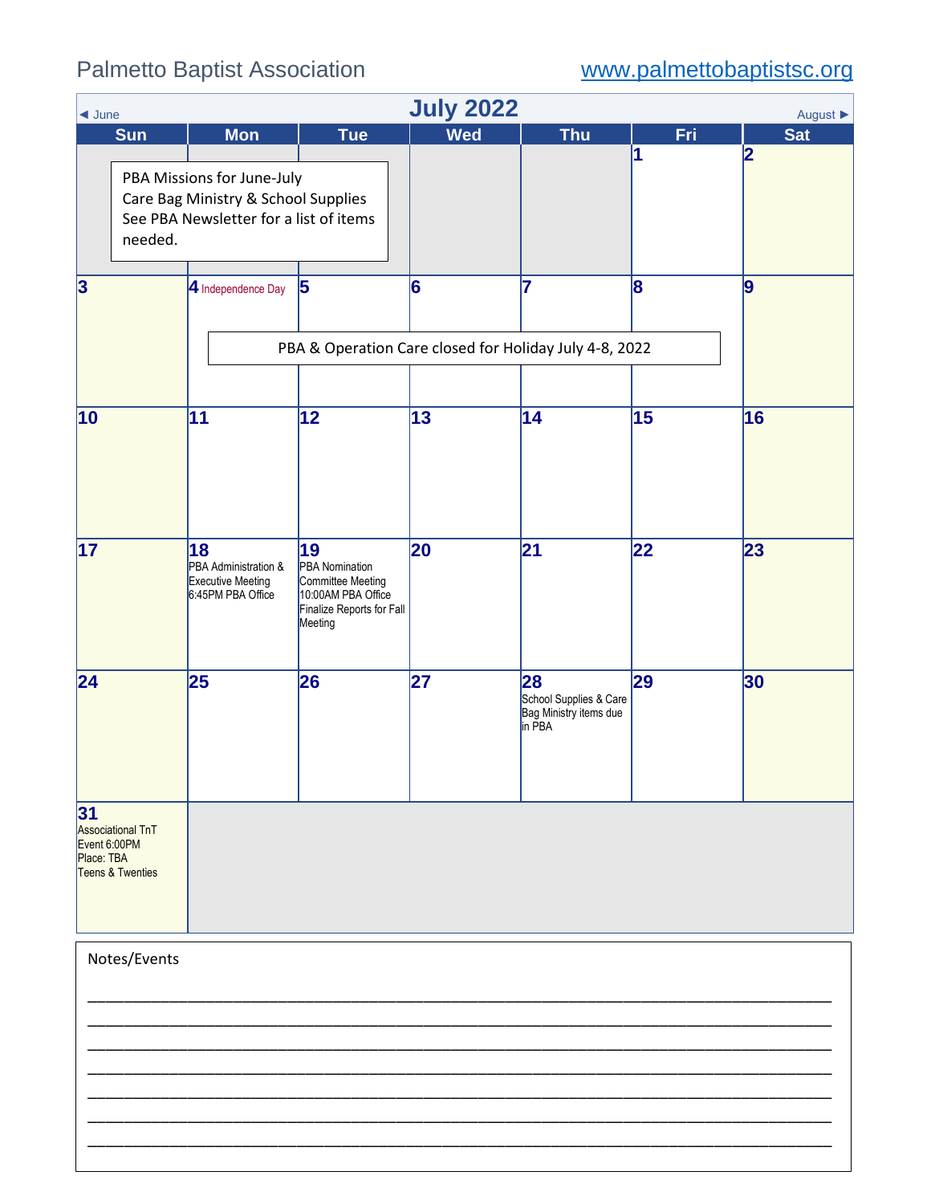Palmetto Baptist Association www.palmettobaptistsc.org

# July 2022

◄ June August ►

| Sun | Mon | Tue | Wed | Thu | Fri | Sat |
|---|---|---|---|---|---|---|
| | | | | | 1 | 2 |
| 3 | 4 Independence Day | 5 | 6 | 7 | 8 | 9 |
| 10 | 11 | 12 | 13 | 14 | 15 | 16 |
| 17 | 18 PBA Administration & Executive Meeting 6:45PM PBA Office | 19 PBA Nomination Committee Meeting 10:00AM PBA Office Finalize Reports for Fall Meeting | 20 | 21 | 22 | 23 |
| 24 | 25 | 26 | 27 | 28 School Supplies & Care Bag Ministry items due in PBA | 29 | 30 |
| 31 Associational TnT Event 6:00PM Place: TBA Teens & Twenties | | | | | | |

PBA Missions for June-July
Care Bag Ministry & School Supplies
See PBA Newsletter for a list of items needed.

PBA & Operation Care closed for Holiday July 4-8, 2022

Notes/Events

_______________________________________________________________________________

_______________________________________________________________________________

_______________________________________________________________________________

_______________________________________________________________________________

_______________________________________________________________________________

_______________________________________________________________________________

_______________________________________________________________________________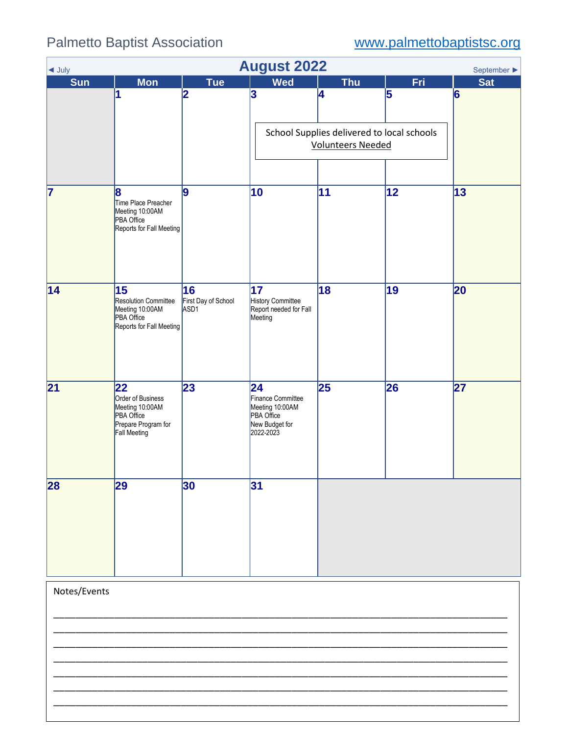Palmetto Baptist Association www.palmettobaptistsc.org

# August 2022

◄ July | September ►

| Sun | Mon | Tue | Wed | Thu | Fri | Sat |
|---|---|---|---|---|---|---|
| | 1 | 2 | 3 | 4 | 5 | 6 |
| 7 | 8 Time Place Preacher Meeting 10:00AM PBA Office Reports for Fall Meeting | 9 | 10 | 11 | 12 | 13 |
| 14 | 15 Resolution Committee Meeting 10:00AM PBA Office Reports for Fall Meeting | 16 First Day of School ASD1 | 17 History Committee Report needed for Fall Meeting | 18 | 19 | 20 |
| 21 | 22 Order of Business Meeting 10:00AM PBA Office Prepare Program for Fall Meeting | 23 | 24 Finance Committee Meeting 10:00AM PBA Office New Budget for 2022-2023 | 25 | 26 | 27 |
| 28 | 29 | 30 | 31 | | | |

School Supplies delivered to local schools
Volunteers Needed

Notes/Events

______________________________________________________________________________

______________________________________________________________________________

______________________________________________________________________________

______________________________________________________________________________

______________________________________________________________________________

______________________________________________________________________________

______________________________________________________________________________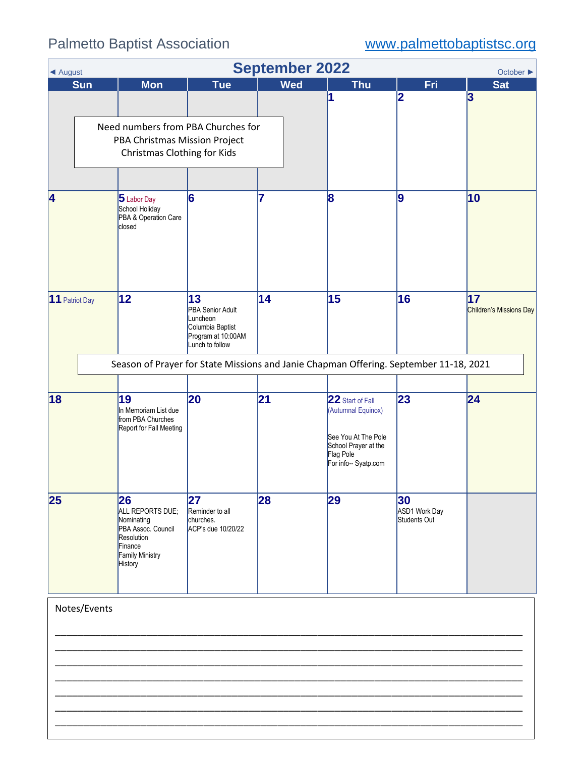Palmetto Baptist Association www.palmettobaptistsc.org

# September 2022

◄ August | October ►

| Sun | Mon | Tue | Wed | Thu | Fri | Sat |
|---|---|---|---|---|---|---|
| | | | | 1 | 2 | 3 |
| 4 | 5 Labor Day<br>School Holiday<br>PBA & Operation Care closed | 6 | 7 | 8 | 9 | 10 |
| 11 Patriot Day | 12 | 13<br>PBA Senior Adult Luncheon<br>Columbia Baptist<br>Program at 10:00AM<br>Lunch to follow | 14 | 15 | 16 | 17<br>Children's Missions Day |
| 18 | 19<br>In Memoriam List due from PBA Churches<br>Report for Fall Meeting | 20 | 21 | 22 Start of Fall (Autumnal Equinox)<br><br>See You At The Pole<br>School Prayer at the Flag Pole<br>For info-- Syatp.com | 23 | 24 |
| 25 | 26<br>ALL REPORTS DUE;<br>Nominating<br>PBA Assoc. Council<br>Resolution<br>Finance<br>Family Ministry<br>History | 27<br>Reminder to all churches.<br>ACP's due 10/20/22 | 28 | 29 | 30<br>ASD1 Work Day<br>Students Out | |

Need numbers from PBA Churches for PBA Christmas Mission Project Christmas Clothing for Kids

Season of Prayer for State Missions and Janie Chapman Offering. September 11-18, 2021

Notes/Events

______________________________________________________________________

______________________________________________________________________

______________________________________________________________________

______________________________________________________________________

______________________________________________________________________

______________________________________________________________________

______________________________________________________________________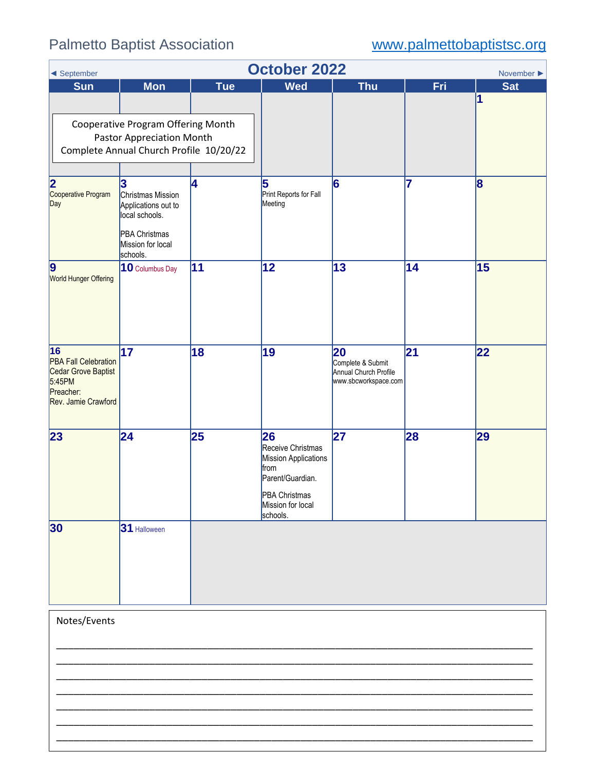Palmetto Baptist Association www.palmettobaptistsc.org

# October 2022

◄ September November ►

| Sun | Mon | Tue | Wed | Thu | Fri | Sat |
|---|---|---|---|---|---|---|
| | | | | | | 1 |
| 2 Cooperative Program Day | 3 Christmas Mission Applications out to local schools. PBA Christmas Mission for local schools. | 4 | 5 Print Reports for Fall Meeting | 6 | 7 | 8 |
| 9 World Hunger Offering | 10 Columbus Day | 11 | 12 | 13 | 14 | 15 |
| 16 PBA Fall Celebration Cedar Grove Baptist 5:45PM Preacher: Rev. Jamie Crawford | 17 | 18 | 19 | 20 Complete & Submit Annual Church Profile www.sbcworkspace.com | 21 | 22 |
| 23 | 24 | 25 | 26 Receive Christmas Mission Applications from Parent/Guardian. PBA Christmas Mission for local schools. | 27 | 28 | 29 |
| 30 | 31 Halloween | | | | | |

Cooperative Program Offering Month
Pastor Appreciation Month
Complete Annual Church Profile 10/20/22

Notes/Events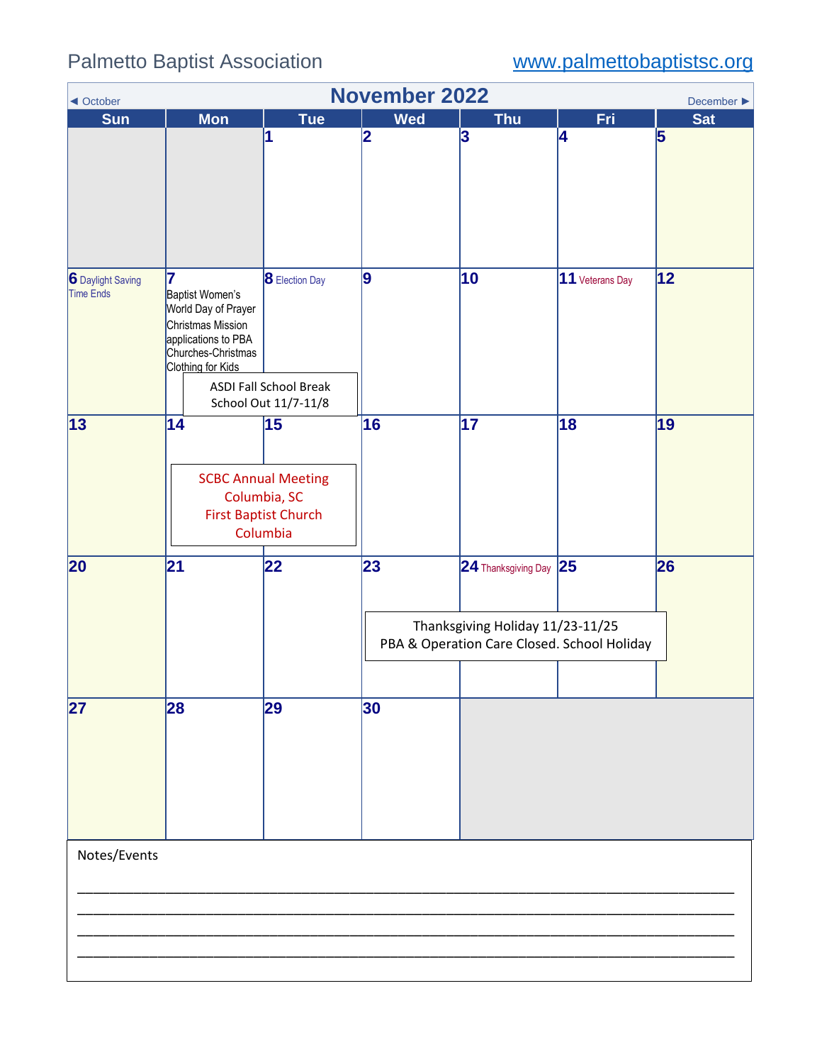Palmetto Baptist Association www.palmettobaptistsc.org

# November 2022

◄ October | December ►

| Sun | Mon | Tue | Wed | Thu | Fri | Sat |
|---|---|---|---|---|---|---|
| | | 1 | 2 | 3 | 4 | 5 |
| 6 Daylight Saving Time Ends | 7 Baptist Women's World Day of Prayer<br>Christmas Mission applications to PBA Churches-Christmas Clothing for Kids<br>ASDI Fall School Break School Out 11/7-11/8 | 8 Election Day | 9 | 10 | 11 Veterans Day | 12 |
| 13 | 14 SCBC Annual Meeting Columbia, SC First Baptist Church Columbia | 15 | 16 | 17 | 18 | 19 |
| 20 | 21 | 22 | 23 Thanksgiving Holiday 11/23-11/25 PBA & Operation Care Closed. School Holiday | 24 Thanksgiving Day | 25 | 26 |
| 27 | 28 | 29 | 30 | | | |

Notes/Events

___

___

___

___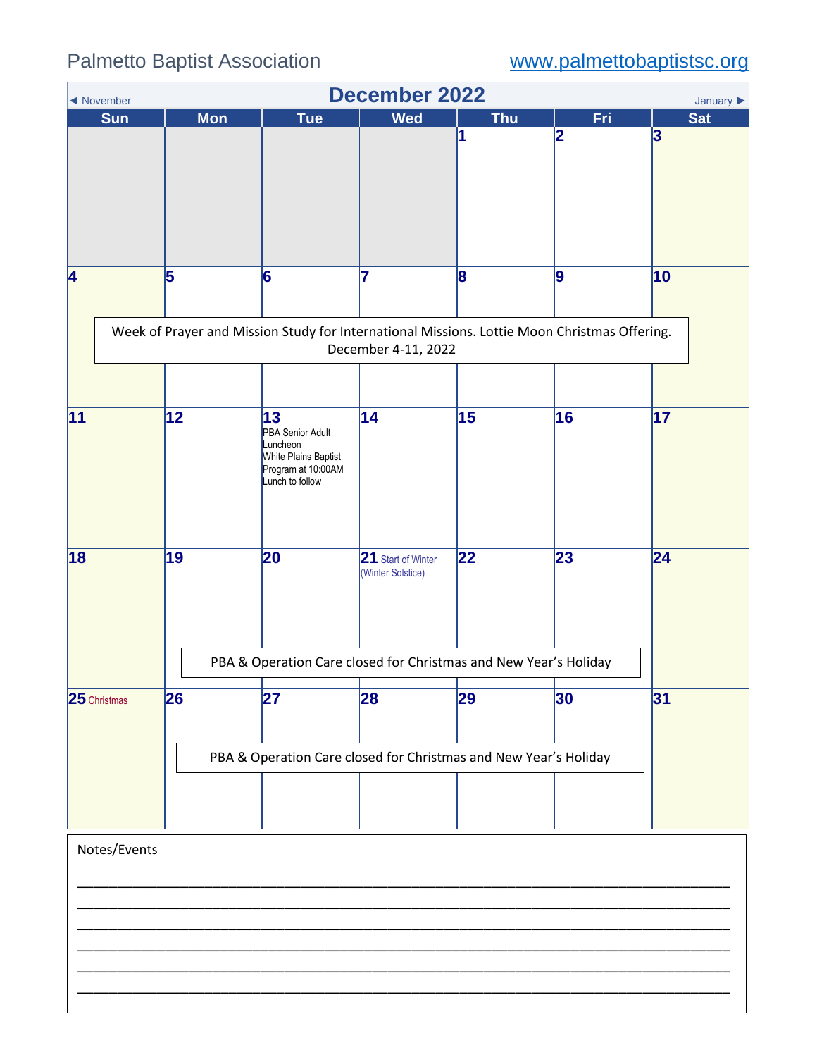Palmetto Baptist Association www.palmettobaptistsc.org

## December 2022

◄ November | January ►

| Sun | Mon | Tue | Wed | Thu | Fri | Sat |
|---|---|---|---|---|---|---|
| | | | | 1 | 2 | 3 |
| 4 | 5 | 6 | 7 | 8 | 9 | 10 |
| 11 | 12 | 13 PBA Senior Adult Luncheon White Plains Baptist Program at 10:00AM Lunch to follow | 14 | 15 | 16 | 17 |
| 18 | 19 | 20 | 21 Start of Winter (Winter Solstice) | 22 | 23 | 24 |
| 25 Christmas | 26 | 27 | 28 | 29 | 30 | 31 |

Week of Prayer and Mission Study for International Missions. Lottie Moon Christmas Offering. December 4-11, 2022

PBA & Operation Care closed for Christmas and New Year's Holiday (December 19–23)

PBA & Operation Care closed for Christmas and New Year's Holiday (December 26–30)

Notes/Events

\_\_\_\_\_\_\_\_\_\_\_\_\_\_\_\_\_\_\_\_\_\_\_\_\_\_\_\_\_\_\_\_\_\_\_\_\_\_\_\_\_\_\_\_\_\_\_\_\_\_\_\_\_\_\_\_\_\_\_\_\_\_\_\_

\_\_\_\_\_\_\_\_\_\_\_\_\_\_\_\_\_\_\_\_\_\_\_\_\_\_\_\_\_\_\_\_\_\_\_\_\_\_\_\_\_\_\_\_\_\_\_\_\_\_\_\_\_\_\_\_\_\_\_\_\_\_\_\_

\_\_\_\_\_\_\_\_\_\_\_\_\_\_\_\_\_\_\_\_\_\_\_\_\_\_\_\_\_\_\_\_\_\_\_\_\_\_\_\_\_\_\_\_\_\_\_\_\_\_\_\_\_\_\_\_\_\_\_\_\_\_\_\_

\_\_\_\_\_\_\_\_\_\_\_\_\_\_\_\_\_\_\_\_\_\_\_\_\_\_\_\_\_\_\_\_\_\_\_\_\_\_\_\_\_\_\_\_\_\_\_\_\_\_\_\_\_\_\_\_\_\_\_\_\_\_\_\_

\_\_\_\_\_\_\_\_\_\_\_\_\_\_\_\_\_\_\_\_\_\_\_\_\_\_\_\_\_\_\_\_\_\_\_\_\_\_\_\_\_\_\_\_\_\_\_\_\_\_\_\_\_\_\_\_\_\_\_\_\_\_\_\_

\_\_\_\_\_\_\_\_\_\_\_\_\_\_\_\_\_\_\_\_\_\_\_\_\_\_\_\_\_\_\_\_\_\_\_\_\_\_\_\_\_\_\_\_\_\_\_\_\_\_\_\_\_\_\_\_\_\_\_\_\_\_\_\_